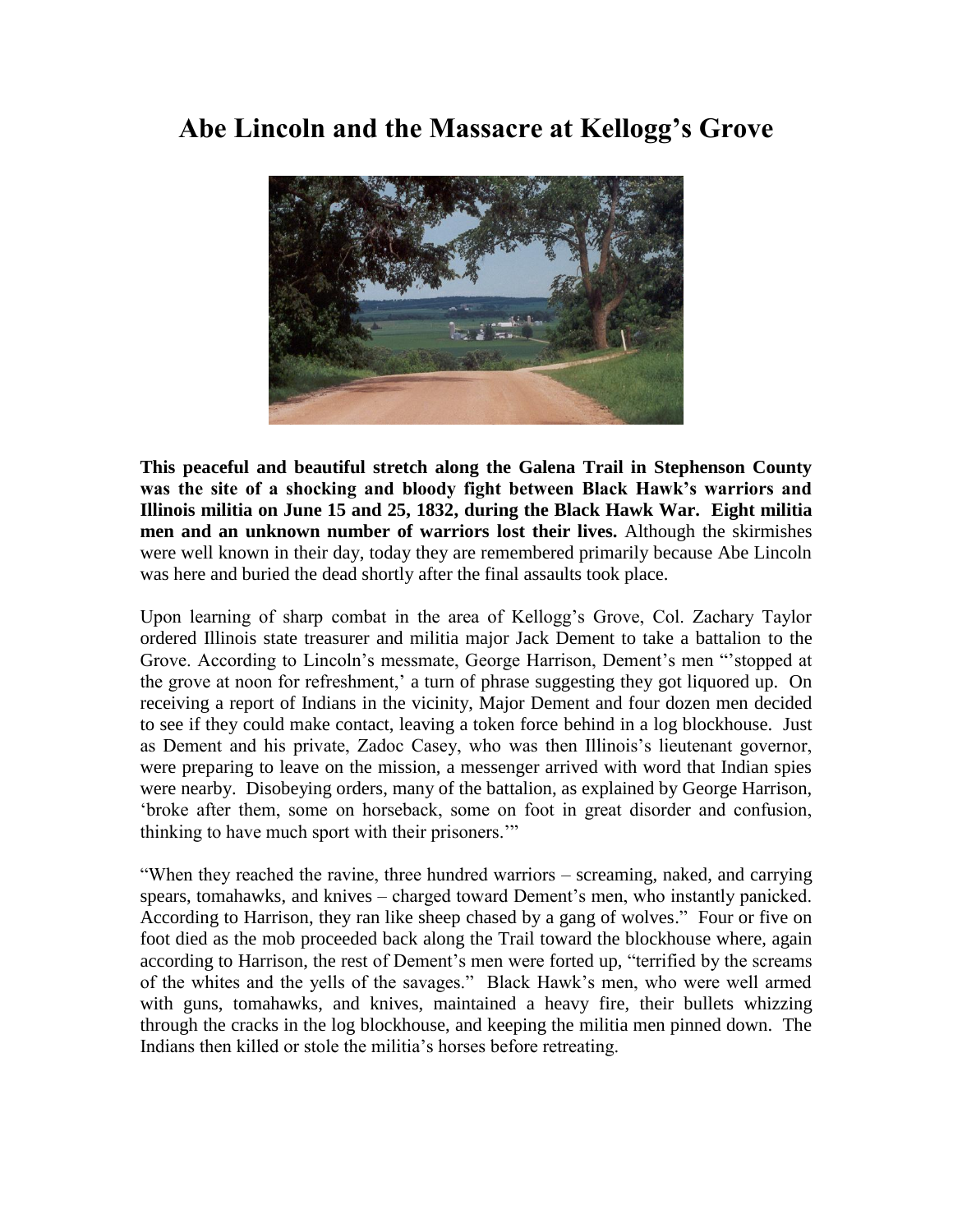# Abe Lincoln and the Massacre at Kellogg's Grove

**This peaceful and beautiful stretch along the Galena Trail in Stephenson County was the site of a shocking and bloody fight between Black Hawk's warriors and Illinois militia on June 15 and 25, 1832, during the Black Hawk War. Eight militia men and an unknown number of warriors lost their lives.** Although the skirmishes were well known in their day, today they are remembered primarily because Abe Lincoln was here and buried the dead shortly after the final assaults took place.

Upon learning of sharp combat in the area of Kellogg's Grove, Col. Zachary Taylor ordered Illinois state treasurer and militia major Jack Dement to take a battalion to the Grove. According to Lincoln's messmate, George Harrison, Dement's men "'stopped at the grove at noon for refreshment,' a turn of phrase suggesting they got liquored up. On receiving a report of Indians in the vicinity, Major Dement and four dozen men decided to see if they could make contact, leaving a token force behind in a log blockhouse. Just as Dement and his private, Zadoc Casey, who was then Illinois's lieutenant governor, were preparing to leave on the mission, a messenger arrived with word that Indian spies were nearby. Disobeying orders, many of the battalion, as explained by George Harrison, 'broke after them, some on horseback, some on foot in great disorder and confusion, thinking to have much sport with their prisoners.'"

"When they reached the ravine, three hundred warriors – screaming, naked, and carrying spears, tomahawks, and knives – charged toward Dement's men, who instantly panicked. According to Harrison, they ran like sheep chased by a gang of wolves." Four or five on foot died as the mob proceeded back along the Trail toward the blockhouse where, again according to Harrison, the rest of Dement's men were forted up, "terrified by the screams of the whites and the yells of the savages." Black Hawk's men, who were well armed with guns, tomahawks, and knives, maintained a heavy fire, their bullets whizzing through the cracks in the log blockhouse, and keeping the militia men pinned down. The Indians then killed or stole the militia's horses before retreating.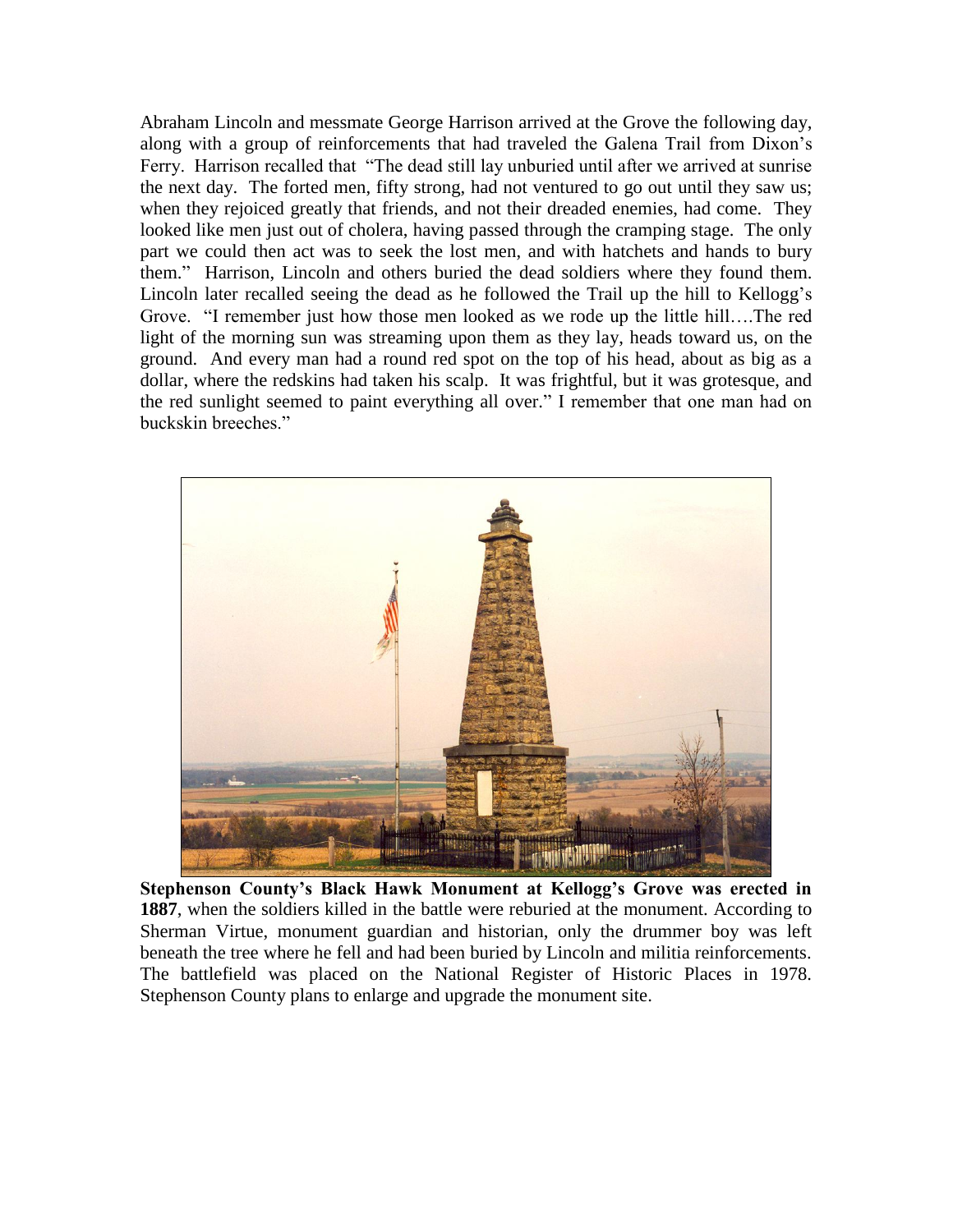Abraham Lincoln and messmate George Harrison arrived at the Grove the following day, along with a group of reinforcements that had traveled the Galena Trail from Dixon's Ferry. Harrison recalled that "The dead still lay unburied until after we arrived at sunrise the next day. The forted men, fifty strong, had not ventured to go out until they saw us; when they rejoiced greatly that friends, and not their dreaded enemies, had come. They looked like men just out of cholera, having passed through the cramping stage. The only part we could then act was to seek the lost men, and with hatchets and hands to bury them." Harrison, Lincoln and others buried the dead soldiers where they found them. Lincoln later recalled seeing the dead as he followed the Trail up the hill to Kellogg's Grove. "I remember just how those men looked as we rode up the little hill….The red light of the morning sun was streaming upon them as they lay, heads toward us, on the ground. And every man had a round red spot on the top of his head, about as big as a dollar, where the redskins had taken his scalp. It was frightful, but it was grotesque, and the red sunlight seemed to paint everything all over." I remember that one man had on buckskin breeches."

**Stephenson County's Black Hawk Monument at Kellogg's Grove was erected in 1887**, when the soldiers killed in the battle were reburied at the monument. According to Sherman Virtue, monument guardian and historian, only the drummer boy was left beneath the tree where he fell and had been buried by Lincoln and militia reinforcements. The battlefield was placed on the National Register of Historic Places in 1978. Stephenson County plans to enlarge and upgrade the monument site.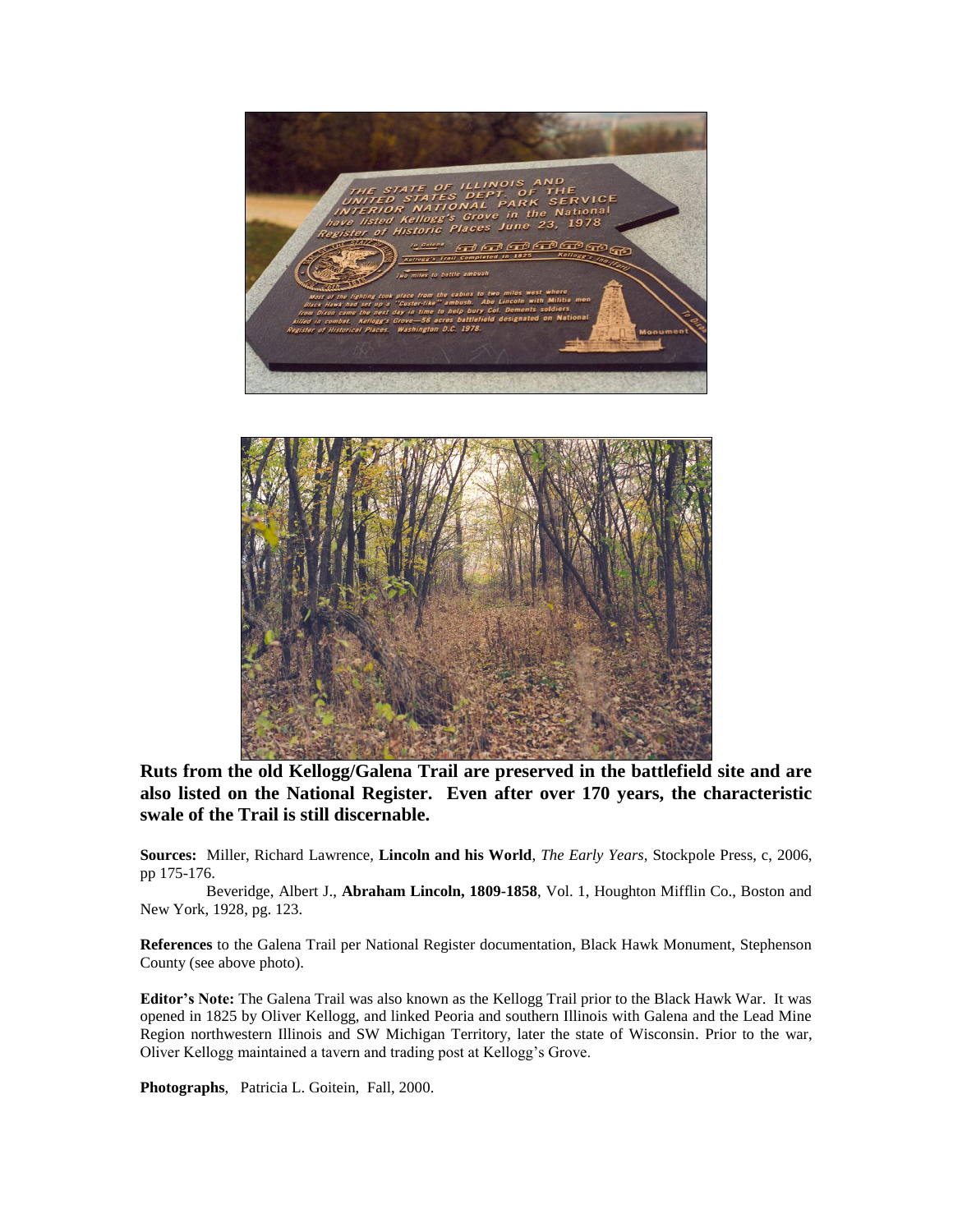**Ruts from the old Kellogg/Galena Trail are preserved in the battlefield site and are also listed on the National Register. Even after over 170 years, the characteristic swale of the Trail is still discernable.**

**Sources:** Miller, Richard Lawrence, **Lincoln and his World**, *The Early Years*, Stockpole Press, c, 2006, pp 175-176.

Beveridge, Albert J., **Abraham Lincoln, 1809-1858**, Vol. 1, Houghton Mifflin Co., Boston and New York, 1928, pg. 123.

**References** to the Galena Trail per National Register documentation, Black Hawk Monument, Stephenson County (see above photo).

**Editor's Note:** The Galena Trail was also known as the Kellogg Trail prior to the Black Hawk War. It was opened in 1825 by Oliver Kellogg, and linked Peoria and southern Illinois with Galena and the Lead Mine Region northwestern Illinois and SW Michigan Territory, later the state of Wisconsin. Prior to the war, Oliver Kellogg maintained a tavern and trading post at Kellogg's Grove.

**Photographs**, Patricia L. Goitein, Fall, 2000.